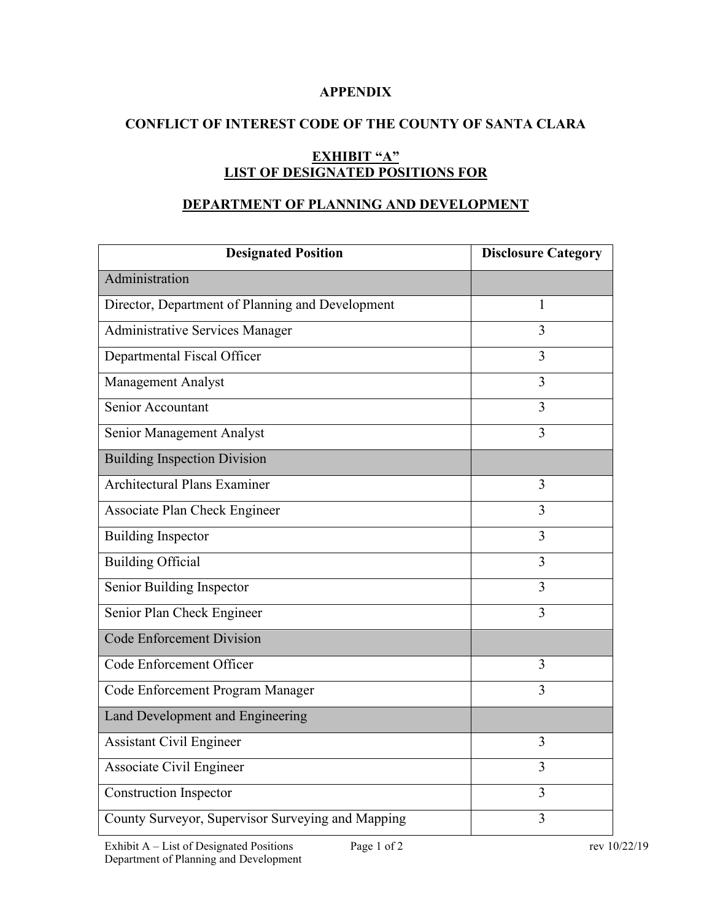**APPENDIX**

**CONFLICT OF INTEREST CODE OF THE COUNTY OF SANTA CLARA**

**EXHIBIT "A"**
**LIST OF DESIGNATED POSITIONS FOR**

**DEPARTMENT OF PLANNING AND DEVELOPMENT**

| Designated Position | Disclosure Category |
| --- | --- |
| Administration | |
| Director, Department of Planning and Development | 1 |
| Administrative Services Manager | 3 |
| Departmental Fiscal Officer | 3 |
| Management Analyst | 3 |
| Senior Accountant | 3 |
| Senior Management Analyst | 3 |
| Building Inspection Division | |
| Architectural Plans Examiner | 3 |
| Associate Plan Check Engineer | 3 |
| Building Inspector | 3 |
| Building Official | 3 |
| Senior Building Inspector | 3 |
| Senior Plan Check Engineer | 3 |
| Code Enforcement Division | |
| Code Enforcement Officer | 3 |
| Code Enforcement Program Manager | 3 |
| Land Development and Engineering | |
| Assistant Civil Engineer | 3 |
| Associate Civil Engineer | 3 |
| Construction Inspector | 3 |
| County Surveyor, Supervisor Surveying and Mapping | 3 |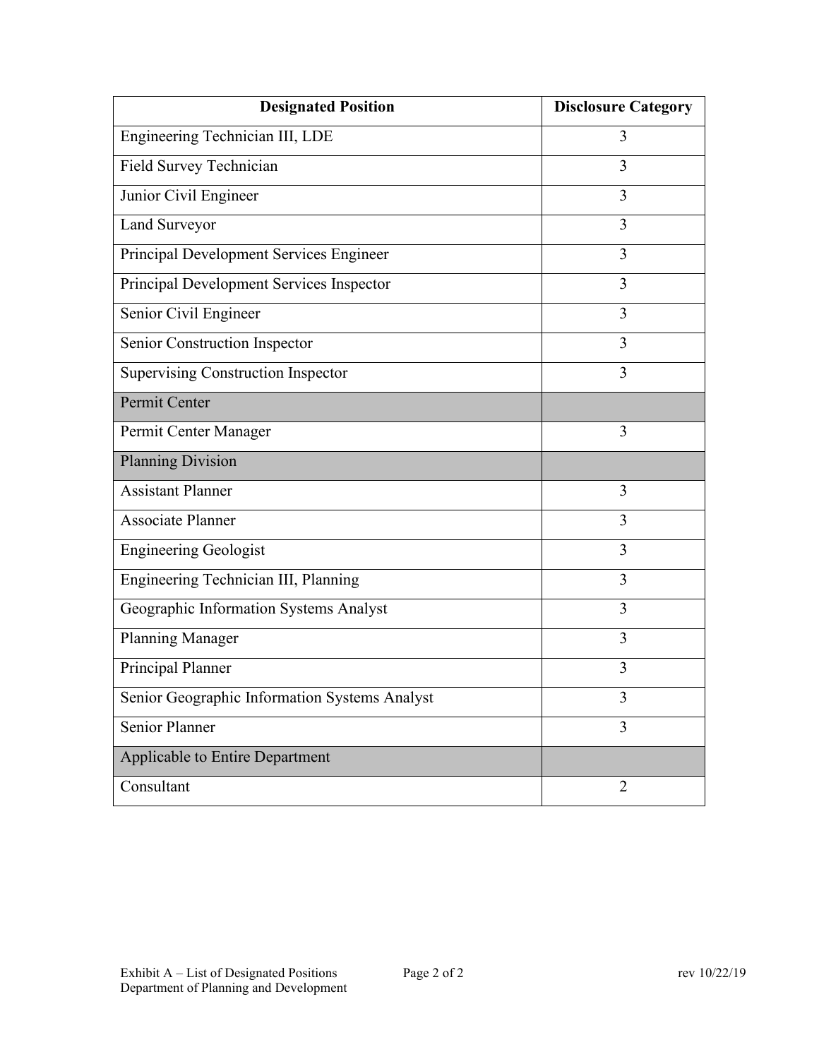| Designated Position | Disclosure Category |
|---|---|
| Engineering Technician III, LDE | 3 |
| Field Survey Technician | 3 |
| Junior Civil Engineer | 3 |
| Land Surveyor | 3 |
| Principal Development Services Engineer | 3 |
| Principal Development Services Inspector | 3 |
| Senior Civil Engineer | 3 |
| Senior Construction Inspector | 3 |
| Supervising Construction Inspector | 3 |
| Permit Center | |
| Permit Center Manager | 3 |
| Planning Division | |
| Assistant Planner | 3 |
| Associate Planner | 3 |
| Engineering Geologist | 3 |
| Engineering Technician III, Planning | 3 |
| Geographic Information Systems Analyst | 3 |
| Planning Manager | 3 |
| Principal Planner | 3 |
| Senior Geographic Information Systems Analyst | 3 |
| Senior Planner | 3 |
| Applicable to Entire Department | |
| Consultant | 2 |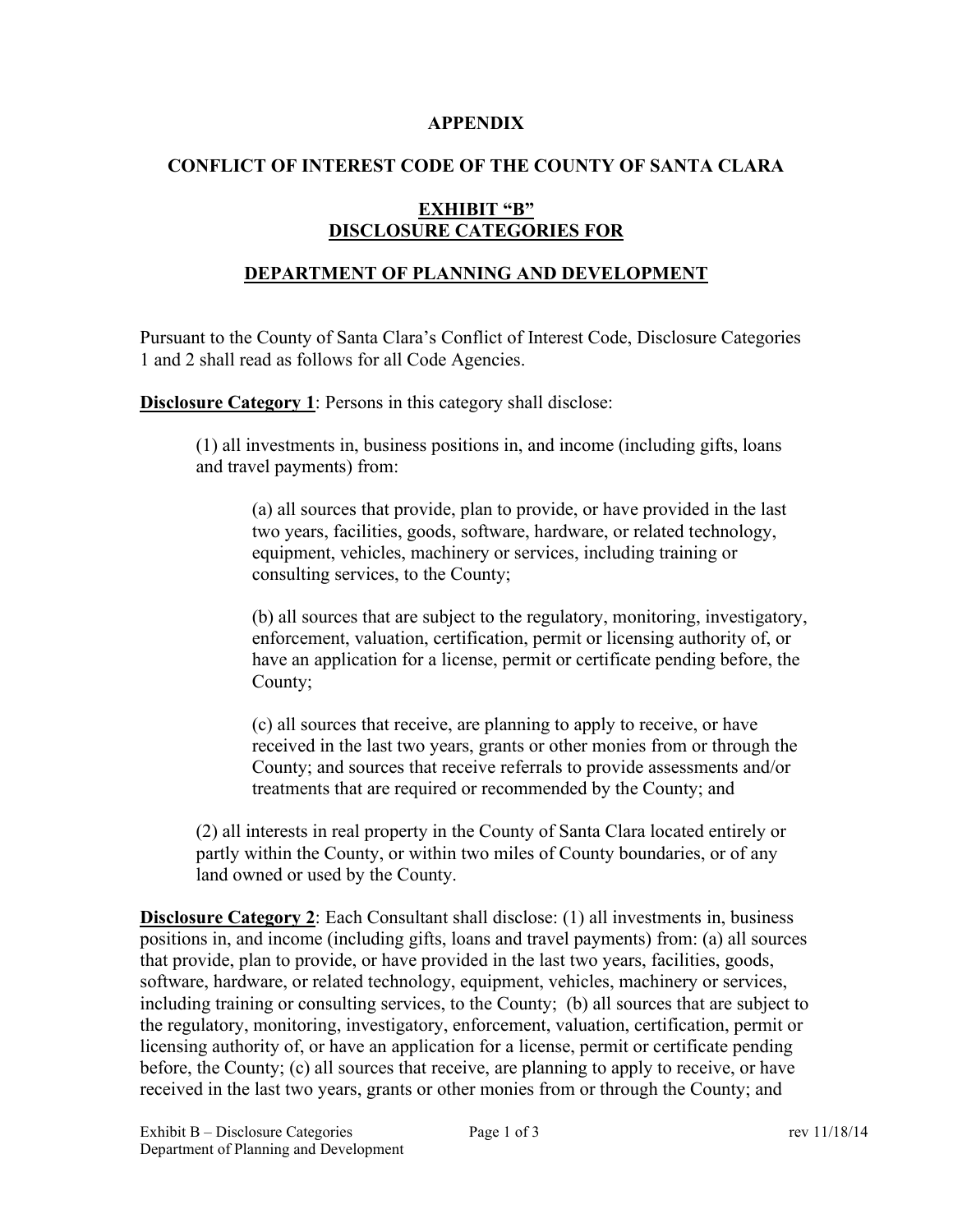**APPENDIX**

**CONFLICT OF INTEREST CODE OF THE COUNTY OF SANTA CLARA**

**EXHIBIT "B"**
**DISCLOSURE CATEGORIES FOR**

**DEPARTMENT OF PLANNING AND DEVELOPMENT**

Pursuant to the County of Santa Clara's Conflict of Interest Code, Disclosure Categories 1 and 2 shall read as follows for all Code Agencies.

**Disclosure Category 1**: Persons in this category shall disclose:

> (1) all investments in, business positions in, and income (including gifts, loans and travel payments) from:
>
> > (a) all sources that provide, plan to provide, or have provided in the last two years, facilities, goods, software, hardware, or related technology, equipment, vehicles, machinery or services, including training or consulting services, to the County;
> >
> > (b) all sources that are subject to the regulatory, monitoring, investigatory, enforcement, valuation, certification, permit or licensing authority of, or have an application for a license, permit or certificate pending before, the County;
> >
> > (c) all sources that receive, are planning to apply to receive, or have received in the last two years, grants or other monies from or through the County; and sources that receive referrals to provide assessments and/or treatments that are required or recommended by the County; and
>
> (2) all interests in real property in the County of Santa Clara located entirely or partly within the County, or within two miles of County boundaries, or of any land owned or used by the County.

**Disclosure Category 2**: Each Consultant shall disclose: (1) all investments in, business positions in, and income (including gifts, loans and travel payments) from: (a) all sources that provide, plan to provide, or have provided in the last two years, facilities, goods, software, hardware, or related technology, equipment, vehicles, machinery or services, including training or consulting services, to the County; (b) all sources that are subject to the regulatory, monitoring, investigatory, enforcement, valuation, certification, permit or licensing authority of, or have an application for a license, permit or certificate pending before, the County; (c) all sources that receive, are planning to apply to receive, or have received in the last two years, grants or other monies from or through the County; and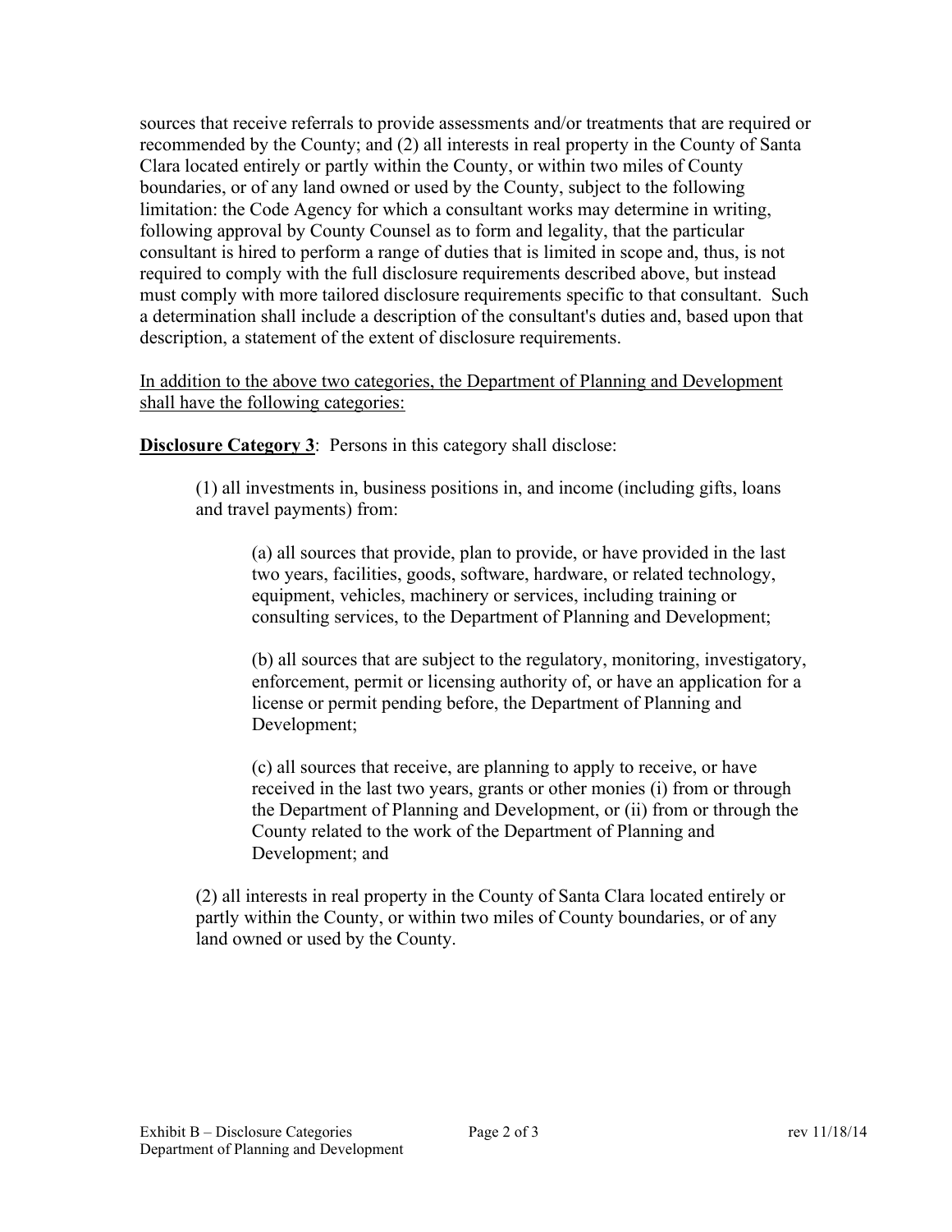sources that receive referrals to provide assessments and/or treatments that are required or recommended by the County; and (2) all interests in real property in the County of Santa Clara located entirely or partly within the County, or within two miles of County boundaries, or of any land owned or used by the County, subject to the following limitation: the Code Agency for which a consultant works may determine in writing, following approval by County Counsel as to form and legality, that the particular consultant is hired to perform a range of duties that is limited in scope and, thus, is not required to comply with the full disclosure requirements described above, but instead must comply with more tailored disclosure requirements specific to that consultant. Such a determination shall include a description of the consultant's duties and, based upon that description, a statement of the extent of disclosure requirements.

<u>In addition to the above two categories, the Department of Planning and Development shall have the following categories:</u>

**<u>Disclosure Category 3</u>**: Persons in this category shall disclose:

(1) all investments in, business positions in, and income (including gifts, loans and travel payments) from:

(a) all sources that provide, plan to provide, or have provided in the last two years, facilities, goods, software, hardware, or related technology, equipment, vehicles, machinery or services, including training or consulting services, to the Department of Planning and Development;

(b) all sources that are subject to the regulatory, monitoring, investigatory, enforcement, permit or licensing authority of, or have an application for a license or permit pending before, the Department of Planning and Development;

(c) all sources that receive, are planning to apply to receive, or have received in the last two years, grants or other monies (i) from or through the Department of Planning and Development, or (ii) from or through the County related to the work of the Department of Planning and Development; and

(2) all interests in real property in the County of Santa Clara located entirely or partly within the County, or within two miles of County boundaries, or of any land owned or used by the County.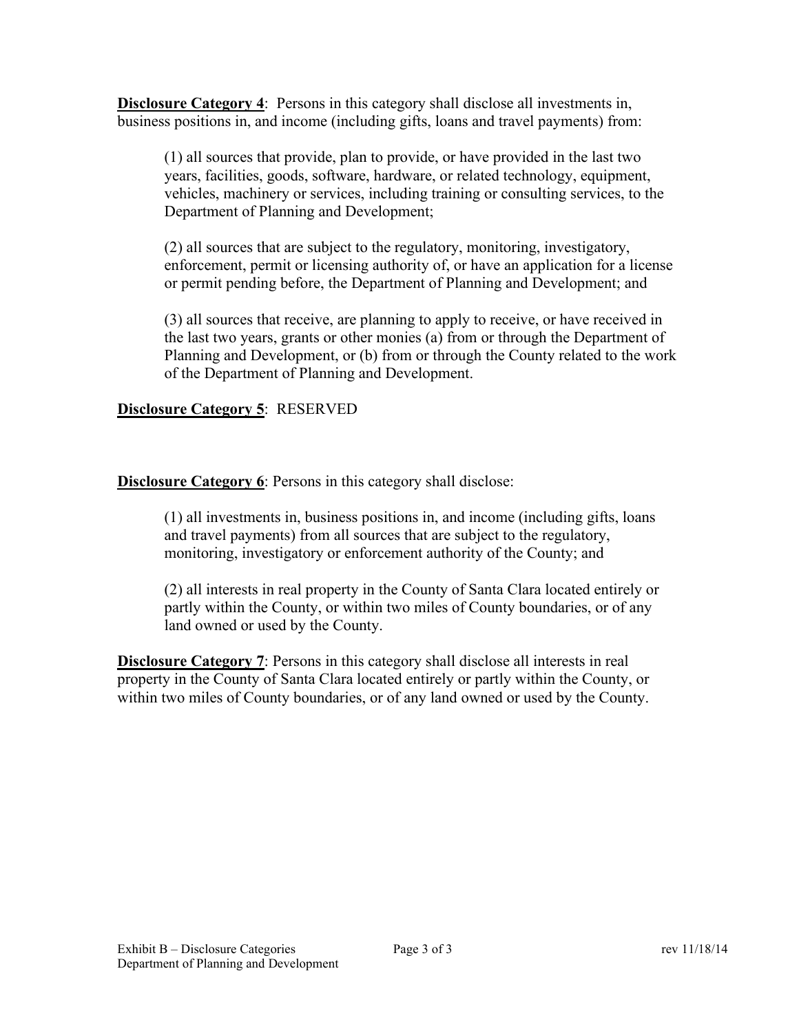**Disclosure Category 4**: Persons in this category shall disclose all investments in, business positions in, and income (including gifts, loans and travel payments) from:

(1) all sources that provide, plan to provide, or have provided in the last two years, facilities, goods, software, hardware, or related technology, equipment, vehicles, machinery or services, including training or consulting services, to the Department of Planning and Development;

(2) all sources that are subject to the regulatory, monitoring, investigatory, enforcement, permit or licensing authority of, or have an application for a license or permit pending before, the Department of Planning and Development; and

(3) all sources that receive, are planning to apply to receive, or have received in the last two years, grants or other monies (a) from or through the Department of Planning and Development, or (b) from or through the County related to the work of the Department of Planning and Development.

**Disclosure Category 5**: RESERVED

**Disclosure Category 6**: Persons in this category shall disclose:

(1) all investments in, business positions in, and income (including gifts, loans and travel payments) from all sources that are subject to the regulatory, monitoring, investigatory or enforcement authority of the County; and

(2) all interests in real property in the County of Santa Clara located entirely or partly within the County, or within two miles of County boundaries, or of any land owned or used by the County.

**Disclosure Category 7**: Persons in this category shall disclose all interests in real property in the County of Santa Clara located entirely or partly within the County, or within two miles of County boundaries, or of any land owned or used by the County.